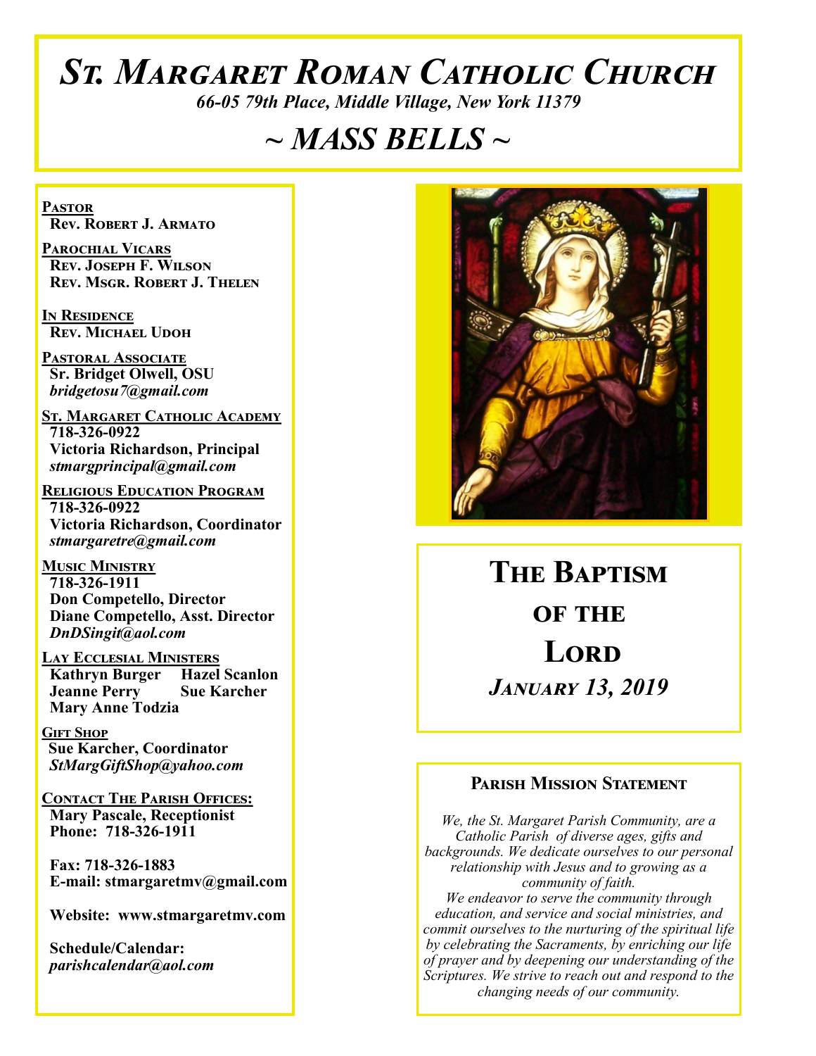# St. Margaret Roman Catholic Church

*66-05 79th Place, Middle Village, New York 11379*

## ~ MASS BELLS ~

**Pastor**
Rev. Robert J. Armato

**Parochial Vicars**
Rev. Joseph F. Wilson
Rev. Msgr. Robert J. Thelen

**In Residence**
Rev. Michael Udoh

**Pastoral Associate**
Sr. Bridget Olwell, OSU
*bridgetosu7@gmail.com*

**St. Margaret Catholic Academy**
718-326-0922
Victoria Richardson, Principal
*stmargprincipal@gmail.com*

**Religious Education Program**
718-326-0922
Victoria Richardson, Coordinator
*stmargaretre@gmail.com*

**Music Ministry**
718-326-1911
Don Competello, Director
Diane Competello, Asst. Director
*DnDSingit@aol.com*

**Lay Ecclesial Ministers**
Kathryn Burger
Hazel Scanlon
Jeanne Perry
Sue Karcher
Mary Anne Todzia

**Gift Shop**
Sue Karcher, Coordinator
*StMargGiftShop@yahoo.com*

**Contact The Parish Offices:**
Mary Pascale, Receptionist
Phone: 718-326-1911

Fax: 718-326-1883
E-mail: stmargaretmv@gmail.com

Website: www.stmargaretmv.com

Schedule/Calendar:
*parishcalendar@aol.com*

## The Baptism of the Lord

*January 13, 2019*

### Parish Mission Statement

*We, the St. Margaret Parish Community, are a Catholic Parish of diverse ages, gifts and backgrounds. We dedicate ourselves to our personal relationship with Jesus and to growing as a community of faith.*
*We endeavor to serve the community through education, and service and social ministries, and commit ourselves to the nurturing of the spiritual life by celebrating the Sacraments, by enriching our life of prayer and by deepening our understanding of the Scriptures. We strive to reach out and respond to the changing needs of our community.*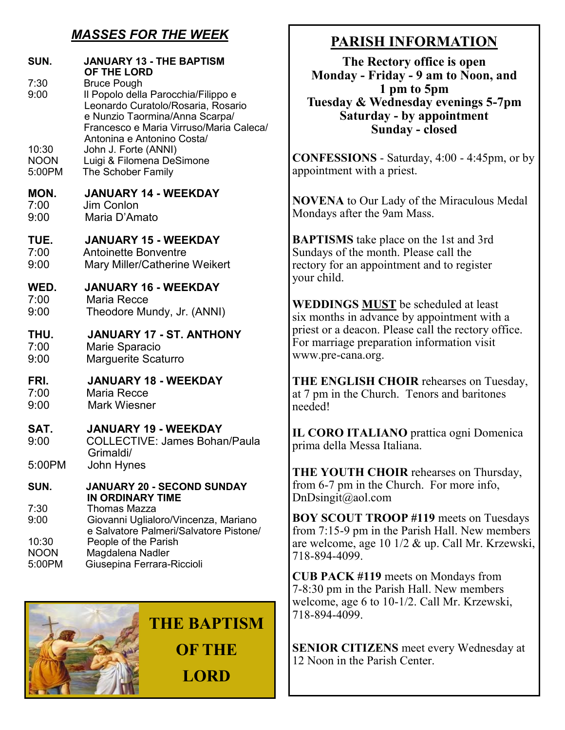## *MASSES FOR THE WEEK*

**SUN. JANUARY 13 - THE BAPTISM OF THE LORD**

- 7:30 Bruce Pough
- 9:00 Il Popolo della Parocchia/Filippo e Leonardo Curatolo/Rosaria, Rosario e Nunzio Taormina/Anna Scarpa/ Francesco e Maria Virruso/Maria Caleca/ Antonina e Antonino Costa/
- 10:30 John J. Forte (ANNI)
- NOON Luigi & Filomena DeSimone
- 5:00PM The Schober Family

**MON. JANUARY 14 - WEEKDAY**

- 7:00 Jim Conlon
- 9:00 Maria D'Amato

**TUE. JANUARY 15 - WEEKDAY**

- 7:00 Antoinette Bonventre
- 9:00 Mary Miller/Catherine Weikert

**WED. JANUARY 16 - WEEKDAY**

- 7:00 Maria Recce
- 9:00 Theodore Mundy, Jr. (ANNI)

**THU. JANUARY 17 - ST. ANTHONY**

- 7:00 Marie Sparacio
- 9:00 Marguerite Scaturro

**FRI. JANUARY 18 - WEEKDAY**

- 7:00 Maria Recce
- 9:00 Mark Wiesner

**SAT. JANUARY 19 - WEEKDAY**

- 9:00 COLLECTIVE: James Bohan/Paula Grimaldi/
- 5:00PM John Hynes

**SUN. JANUARY 20 - SECOND SUNDAY IN ORDINARY TIME**

- 7:30 Thomas Mazza
- 9:00 Giovanni Uglialoro/Vincenza, Mariano e Salvatore Palmeri/Salvatore Pistone/
- 10:30 People of the Parish
- NOON Magdalena Nadler
- 5:00PM Giusepina Ferrara-Riccioli

**THE BAPTISM OF THE LORD**

## PARISH INFORMATION

**The Rectory office is open**
**Monday - Friday - 9 am to Noon, and 1 pm to 5pm**
**Tuesday & Wednesday evenings 5-7pm**
**Saturday - by appointment**
**Sunday - closed**

**CONFESSIONS** - Saturday, 4:00 - 4:45pm, or by appointment with a priest.

**NOVENA** to Our Lady of the Miraculous Medal Mondays after the 9am Mass.

**BAPTISMS** take place on the 1st and 3rd Sundays of the month. Please call the rectory for an appointment and to register your child.

**WEDDINGS MUST** be scheduled at least six months in advance by appointment with a priest or a deacon. Please call the rectory office. For marriage preparation information visit www.pre-cana.org.

**THE ENGLISH CHOIR** rehearses on Tuesday, at 7 pm in the Church. Tenors and baritones needed!

**IL CORO ITALIANO** prattica ogni Domenica prima della Messa Italiana.

**THE YOUTH CHOIR** rehearses on Thursday, from 6-7 pm in the Church. For more info, DnDsingit@aol.com

**BOY SCOUT TROOP #119** meets on Tuesdays from 7:15-9 pm in the Parish Hall. New members are welcome, age 10 1/2 & up. Call Mr. Krzewski, 718-894-4099.

**CUB PACK #119** meets on Mondays from 7-8:30 pm in the Parish Hall. New members welcome, age 6 to 10-1/2. Call Mr. Krzewski, 718-894-4099.

**SENIOR CITIZENS** meet every Wednesday at 12 Noon in the Parish Center.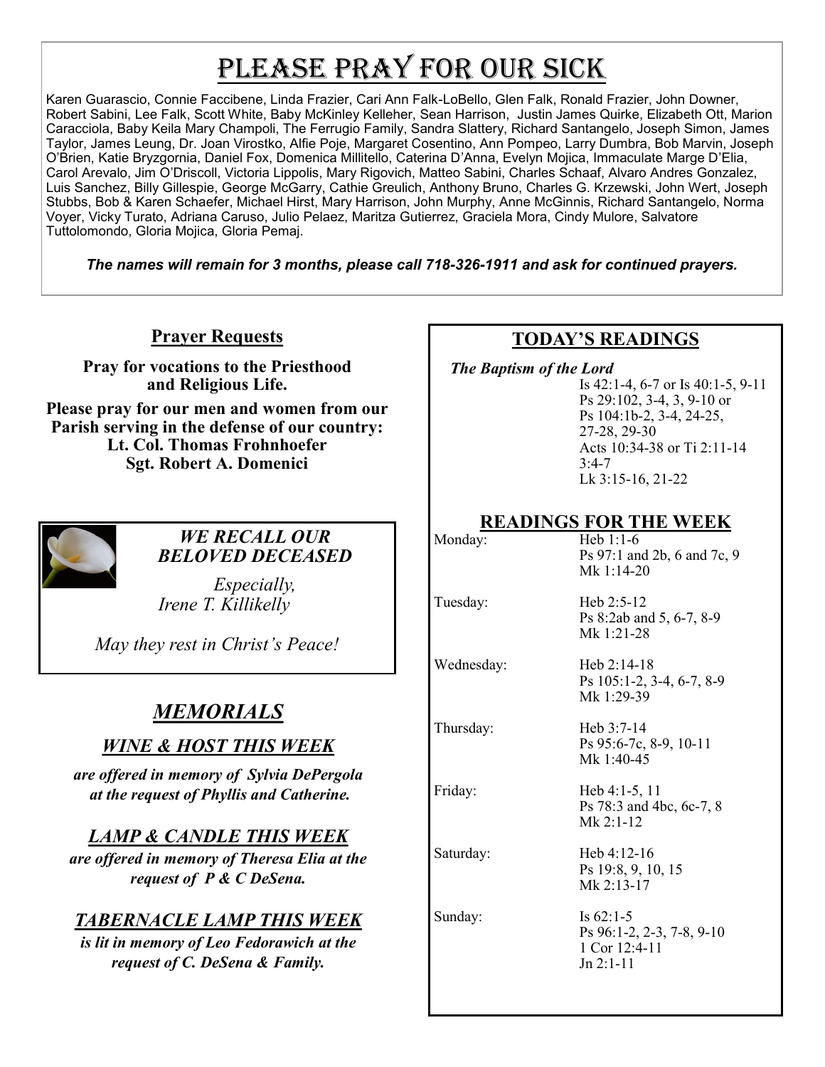# Please Pray for Our Sick

Karen Guarascio, Connie Faccibene, Linda Frazier, Cari Ann Falk-LoBello, Glen Falk, Ronald Frazier, John Downer, Robert Sabini, Lee Falk, Scott White, Baby McKinley Kelleher, Sean Harrison, Justin James Quirke, Elizabeth Ott, Marion Caracciola, Baby Keila Mary Champoli, The Ferrugio Family, Sandra Slattery, Richard Santangelo, Joseph Simon, James Taylor, James Leung, Dr. Joan Virostko, Alfie Poje, Margaret Cosentino, Ann Pompeo, Larry Dumbra, Bob Marvin, Joseph O'Brien, Katie Bryzgornia, Daniel Fox, Domenica Millitello, Caterina D'Anna, Evelyn Mojica, Immaculate Marge D'Elia, Carol Arevalo, Jim O'Driscoll, Victoria Lippolis, Mary Rigovich, Matteo Sabini, Charles Schaaf, Alvaro Andres Gonzalez, Luis Sanchez, Billy Gillespie, George McGarry, Cathie Greulich, Anthony Bruno, Charles G. Krzewski, John Wert, Joseph Stubbs, Bob & Karen Schaefer, Michael Hirst, Mary Harrison, John Murphy, Anne McGinnis, Richard Santangelo, Norma Voyer, Vicky Turato, Adriana Caruso, Julio Pelaez, Maritza Gutierrez, Graciela Mora, Cindy Mulore, Salvatore Tuttolomondo, Gloria Mojica, Gloria Pemaj.

***The names will remain for 3 months, please call 718-326-1911 and ask for continued prayers.***

## Prayer Requests

**Pray for vocations to the Priesthood and Religious Life.**

**Please pray for our men and women from our Parish serving in the defense of our country:**
**Lt. Col. Thomas Frohnhoefer**
**Sgt. Robert A. Domenici**

### *WE RECALL OUR BELOVED DECEASED*

*Especially,*
*Irene T. Killikelly*

*May they rest in Christ's Peace!*

## *MEMORIALS*

### *WINE & HOST THIS WEEK*

***are offered in memory of Sylvia DePergola at the request of Phyllis and Catherine.***

### *LAMP & CANDLE THIS WEEK*

***are offered in memory of Theresa Elia at the request of P & C DeSena.***

### *TABERNACLE LAMP THIS WEEK*

***is lit in memory of Leo Fedorawich at the request of C. DeSena & Family.***

## TODAY'S READINGS

***The Baptism of the Lord***

Is 42:1-4, 6-7 or Is 40:1-5, 9-11
Ps 29:102, 3-4, 3, 9-10 or
Ps 104:1b-2, 3-4, 24-25, 27-28, 29-30
Acts 10:34-38 or Ti 2:11-14 3:4-7
Lk 3:15-16, 21-22

## READINGS FOR THE WEEK

| | |
|---|---|
| Monday: | Heb 1:1-6<br>Ps 97:1 and 2b, 6 and 7c, 9<br>Mk 1:14-20 |
| Tuesday: | Heb 2:5-12<br>Ps 8:2ab and 5, 6-7, 8-9<br>Mk 1:21-28 |
| Wednesday: | Heb 2:14-18<br>Ps 105:1-2, 3-4, 6-7, 8-9<br>Mk 1:29-39 |
| Thursday: | Heb 3:7-14<br>Ps 95:6-7c, 8-9, 10-11<br>Mk 1:40-45 |
| Friday: | Heb 4:1-5, 11<br>Ps 78:3 and 4bc, 6c-7, 8<br>Mk 2:1-12 |
| Saturday: | Heb 4:12-16<br>Ps 19:8, 9, 10, 15<br>Mk 2:13-17 |
| Sunday: | Is 62:1-5<br>Ps 96:1-2, 2-3, 7-8, 9-10<br>1 Cor 12:4-11<br>Jn 2:1-11 |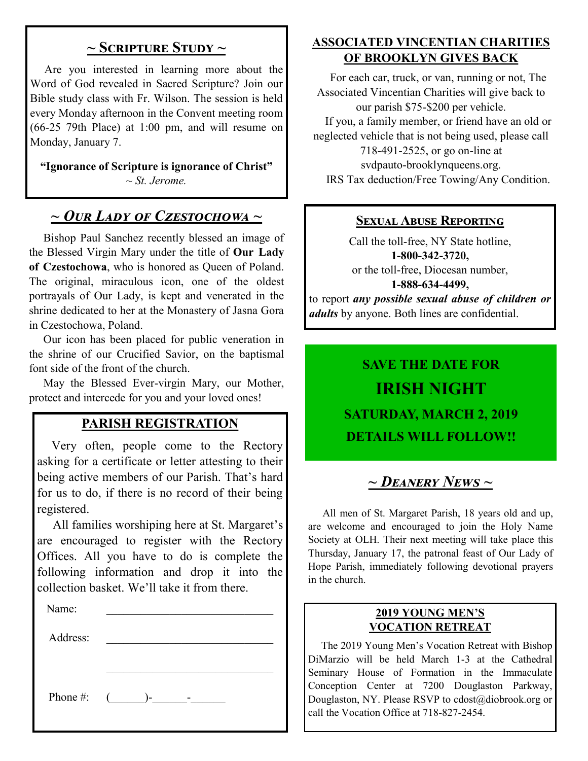## ~ Scripture Study ~

Are you interested in learning more about the Word of God revealed in Sacred Scripture? Join our Bible study class with Fr. Wilson. The session is held every Monday afternoon in the Convent meeting room (66-25 79th Place) at 1:00 pm, and will resume on Monday, January 7.

**"Ignorance of Scripture is ignorance of Christ"**
*~ St. Jerome.*

## ~ *Our Lady of Czestochowa* ~

Bishop Paul Sanchez recently blessed an image of the Blessed Virgin Mary under the title of **Our Lady of Czestochowa**, who is honored as Queen of Poland. The original, miraculous icon, one of the oldest portrayals of Our Lady, is kept and venerated in the shrine dedicated to her at the Monastery of Jasna Gora in Czestochowa, Poland.

Our icon has been placed for public veneration in the shrine of our Crucified Savior, on the baptismal font side of the front of the church.

May the Blessed Ever-virgin Mary, our Mother, protect and intercede for you and your loved ones!

## PARISH REGISTRATION

Very often, people come to the Rectory asking for a certificate or letter attesting to their being active members of our Parish. That's hard for us to do, if there is no record of their being registered.

All families worshiping here at St. Margaret's are encouraged to register with the Rectory Offices. All you have to do is complete the following information and drop it into the collection basket. We'll take it from there.

Name: ______________________________

Address: ______________________________

______________________________

Phone #: (______)-______-______

## ASSOCIATED VINCENTIAN CHARITIES OF BROOKLYN GIVES BACK

For each car, truck, or van, running or not, The Associated Vincentian Charities will give back to our parish $75-$200 per vehicle.

If you, a family member, or friend have an old or neglected vehicle that is not being used, please call 718-491-2525, or go on-line at svdpauto-brooklynqueens.org.

IRS Tax deduction/Free Towing/Any Condition.

## Sexual Abuse Reporting

Call the toll-free, NY State hotline,
**1-800-342-3720,**
or the toll-free, Diocesan number,
**1-888-634-4499,**
to report ***any possible sexual abuse of children or adults*** by anyone. Both lines are confidential.

**SAVE THE DATE FOR**

**IRISH NIGHT**

**SATURDAY, MARCH 2, 2019**

**DETAILS WILL FOLLOW!!**

## ~ *Deanery News* ~

All men of St. Margaret Parish, 18 years old and up, are welcome and encouraged to join the Holy Name Society at OLH. Their next meeting will take place this Thursday, January 17, the patronal feast of Our Lady of Hope Parish, immediately following devotional prayers in the church.

## 2019 YOUNG MEN'S VOCATION RETREAT

The 2019 Young Men's Vocation Retreat with Bishop DiMarzio will be held March 1-3 at the Cathedral Seminary House of Formation in the Immaculate Conception Center at 7200 Douglaston Parkway, Douglaston, NY. Please RSVP to cdost@diobrook.org or call the Vocation Office at 718-827-2454.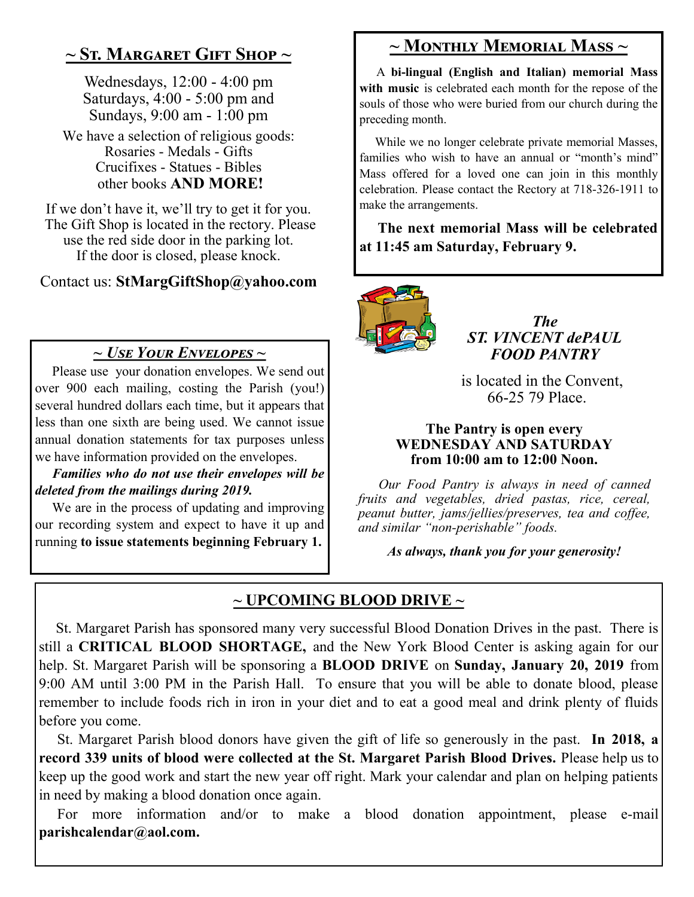## ~ St. Margaret Gift Shop ~

Wednesdays, 12:00 - 4:00 pm
Saturdays, 4:00 - 5:00 pm and
Sundays, 9:00 am - 1:00 pm

We have a selection of religious goods:
Rosaries - Medals - Gifts
Crucifixes - Statues - Bibles
other books **AND MORE!**

If we don't have it, we'll try to get it for you. The Gift Shop is located in the rectory. Please use the red side door in the parking lot. If the door is closed, please knock.

Contact us: **StMargGiftShop@yahoo.com**

## ~ *Use Your Envelopes* ~

Please use your donation envelopes. We send out over 900 each mailing, costing the Parish (you!) several hundred dollars each time, but it appears that less than one sixth are being used. We cannot issue annual donation statements for tax purposes unless we have information provided on the envelopes.

***Families who do not use their envelopes will be deleted from the mailings during 2019.***

We are in the process of updating and improving our recording system and expect to have it up and running **to issue statements beginning February 1.**

## ~ Monthly Memorial Mass ~

A **bi-lingual (English and Italian) memorial Mass with music** is celebrated each month for the repose of the souls of those who were buried from our church during the preceding month.

While we no longer celebrate private memorial Masses, families who wish to have an annual or "month's mind" Mass offered for a loved one can join in this monthly celebration. Please contact the Rectory at 718-326-1911 to make the arrangements.

**The next memorial Mass will be celebrated at 11:45 am Saturday, February 9.**

## *The ST. VINCENT dePAUL FOOD PANTRY*

is located in the Convent, 66-25 79 Place.

**The Pantry is open every WEDNESDAY AND SATURDAY from 10:00 am to 12:00 Noon.**

*Our Food Pantry is always in need of canned fruits and vegetables, dried pastas, rice, cereal, peanut butter, jams/jellies/preserves, tea and coffee, and similar "non-perishable" foods.*

***As always, thank you for your generosity!***

## ~ UPCOMING BLOOD DRIVE ~

St. Margaret Parish has sponsored many very successful Blood Donation Drives in the past. There is still a **CRITICAL BLOOD SHORTAGE,** and the New York Blood Center is asking again for our help. St. Margaret Parish will be sponsoring a **BLOOD DRIVE** on **Sunday, January 20, 2019** from 9:00 AM until 3:00 PM in the Parish Hall. To ensure that you will be able to donate blood, please remember to include foods rich in iron in your diet and to eat a good meal and drink plenty of fluids before you come.

St. Margaret Parish blood donors have given the gift of life so generously in the past. **In 2018, a record 339 units of blood were collected at the St. Margaret Parish Blood Drives.** Please help us to keep up the good work and start the new year off right. Mark your calendar and plan on helping patients in need by making a blood donation once again.

For more information and/or to make a blood donation appointment, please e-mail **parishcalendar@aol.com.**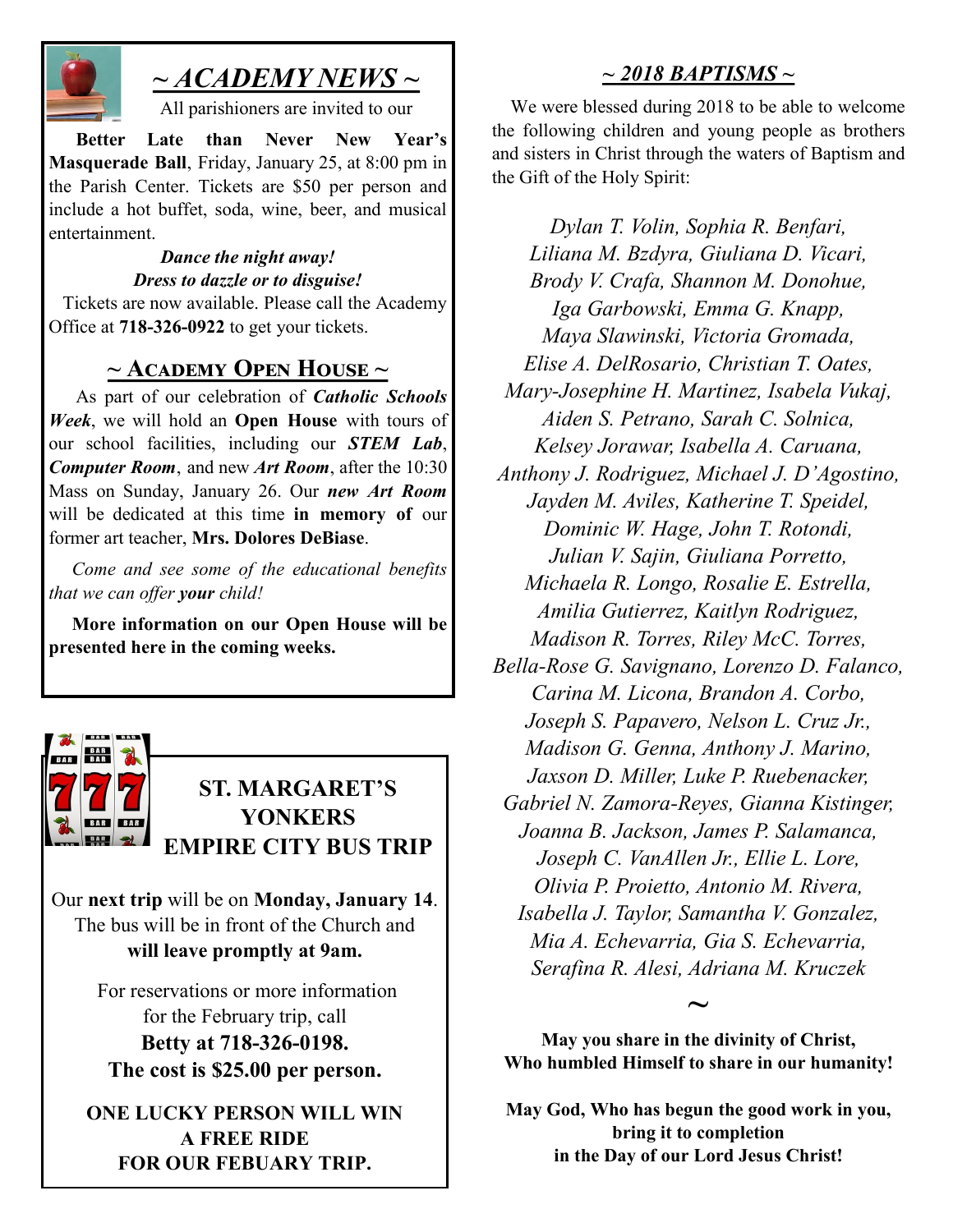## ~ *ACADEMY NEWS* ~

All parishioners are invited to our

**Better Late than Never New Year's Masquerade Ball**, Friday, January 25, at 8:00 pm in the Parish Center. Tickets are $50 per person and include a hot buffet, soda, wine, beer, and musical entertainment.

***Dance the night away!***
***Dress to dazzle or to disguise!***

Tickets are now available. Please call the Academy Office at **718-326-0922** to get your tickets.

## ~ Academy Open House ~

As part of our celebration of ***Catholic Schools Week***, we will hold an **Open House** with tours of our school facilities, including our ***STEM Lab***, ***Computer Room***, and new ***Art Room***, after the 10:30 Mass on Sunday, January 26. Our ***new Art Room*** will be dedicated at this time **in memory of** our former art teacher, **Mrs. Dolores DeBiase**.

*Come and see some of the educational benefits that we can offer **your** child!*

**More information on our Open House will be presented here in the coming weeks.**

## ST. MARGARET'S YONKERS EMPIRE CITY BUS TRIP

Our **next trip** will be on **Monday, January 14**. The bus will be in front of the Church and **will leave promptly at 9am.**

For reservations or more information for the February trip, call
**Betty at 718-326-0198.**
**The cost is $25.00 per person.**

**ONE LUCKY PERSON WILL WIN A FREE RIDE FOR OUR FEBUARY TRIP.**

## ~ *2018 BAPTISMS* ~

We were blessed during 2018 to be able to welcome the following children and young people as brothers and sisters in Christ through the waters of Baptism and the Gift of the Holy Spirit:

*Dylan T. Volin, Sophia R. Benfari,*
*Liliana M. Bzdyra, Giuliana D. Vicari,*
*Brody V. Crafa, Shannon M. Donohue,*
*Iga Garbowski, Emma G. Knapp,*
*Maya Slawinski, Victoria Gromada,*
*Elise A. DelRosario, Christian T. Oates,*
*Mary-Josephine H. Martinez, Isabela Vukaj,*
*Aiden S. Petrano, Sarah C. Solnica,*
*Kelsey Jorawar, Isabella A. Caruana,*
*Anthony J. Rodriguez, Michael J. D'Agostino,*
*Jayden M. Aviles, Katherine T. Speidel,*
*Dominic W. Hage, John T. Rotondi,*
*Julian V. Sajin, Giuliana Porretto,*
*Michaela R. Longo, Rosalie E. Estrella,*
*Amilia Gutierrez, Kaitlyn Rodriguez,*
*Madison R. Torres, Riley McC. Torres,*
*Bella-Rose G. Savignano, Lorenzo D. Falanco,*
*Carina M. Licona, Brandon A. Corbo,*
*Joseph S. Papavero, Nelson L. Cruz Jr.,*
*Madison G. Genna, Anthony J. Marino,*
*Jaxson D. Miller, Luke P. Ruebenacker,*
*Gabriel N. Zamora-Reyes, Gianna Kistinger,*
*Joanna B. Jackson, James P. Salamanca,*
*Joseph C. VanAllen Jr., Ellie L. Lore,*
*Olivia P. Proietto, Antonio M. Rivera,*
*Isabella J. Taylor, Samantha V. Gonzalez,*
*Mia A. Echevarria, Gia S. Echevarria,*
*Serafina R. Alesi, Adriana M. Kruczek*

~

**May you share in the divinity of Christ,**
**Who humbled Himself to share in our humanity!**

**May God, Who has begun the good work in you,**
**bring it to completion**
**in the Day of our Lord Jesus Christ!**